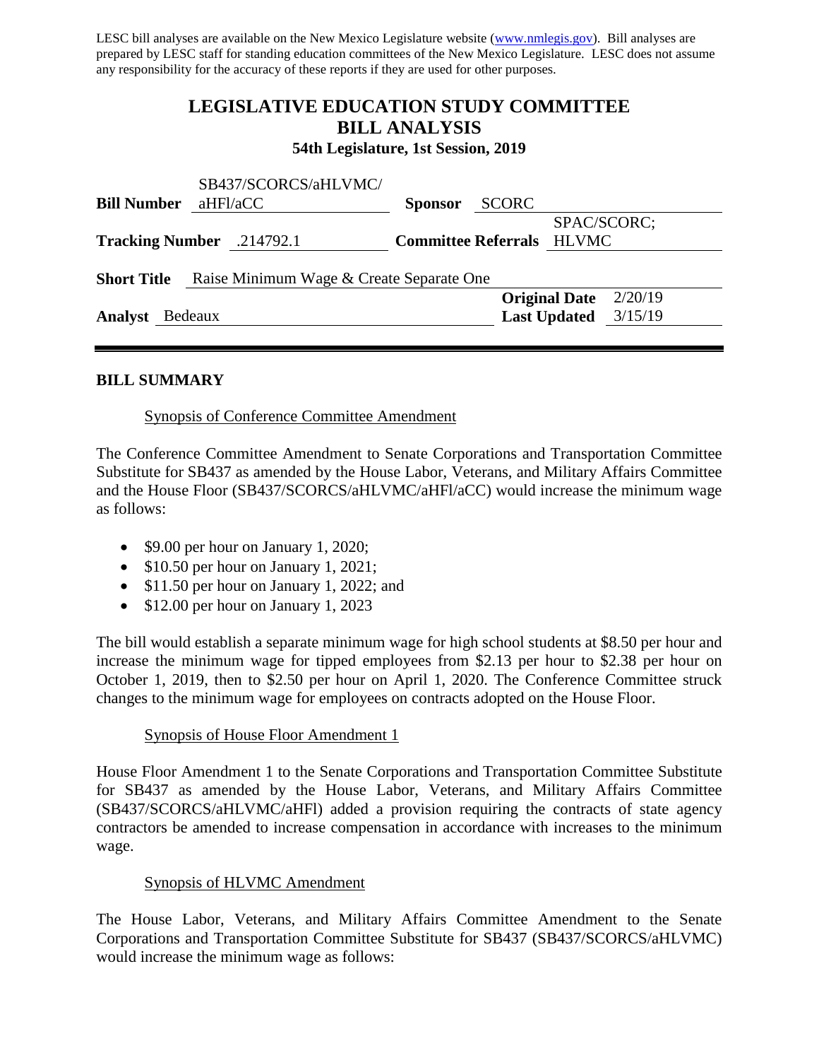LESC bill analyses are available on the New Mexico Legislature website (www.nmlegis.gov). Bill analyses are prepared by LESC staff for standing education committees of the New Mexico Legislature. LESC does not assume any responsibility for the accuracy of these reports if they are used for other purposes.

# LEGISLATIVE EDUCATION STUDY COMMITTEE BILL ANALYSIS

**54th Legislature, 1st Session, 2019**

| | | | |
|---|---|---|---|
| **Bill Number** | SB437/SCORCS/aHLVMC/aHFl/aCC | **Sponsor** | SCORC |
| **Tracking Number** | .214792.1 | **Committee Referrals** | SPAC/SCORC; HLVMC |
| **Short Title** | Raise Minimum Wage & Create Separate One | | |
| | | **Original Date** | 2/20/19 |
| **Analyst** | Bedeaux | **Last Updated** | 3/15/19 |

## BILL SUMMARY

Synopsis of Conference Committee Amendment

The Conference Committee Amendment to Senate Corporations and Transportation Committee Substitute for SB437 as amended by the House Labor, Veterans, and Military Affairs Committee and the House Floor (SB437/SCORCS/aHLVMC/aHFl/aCC) would increase the minimum wage as follows:

- $9.00 per hour on January 1, 2020;
- $10.50 per hour on January 1, 2021;
- $11.50 per hour on January 1, 2022; and
- $12.00 per hour on January 1, 2023

The bill would establish a separate minimum wage for high school students at $8.50 per hour and increase the minimum wage for tipped employees from $2.13 per hour to $2.38 per hour on October 1, 2019, then to $2.50 per hour on April 1, 2020. The Conference Committee struck changes to the minimum wage for employees on contracts adopted on the House Floor.

Synopsis of House Floor Amendment 1

House Floor Amendment 1 to the Senate Corporations and Transportation Committee Substitute for SB437 as amended by the House Labor, Veterans, and Military Affairs Committee (SB437/SCORCS/aHLVMC/aHFl) added a provision requiring the contracts of state agency contractors be amended to increase compensation in accordance with increases to the minimum wage.

Synopsis of HLVMC Amendment

The House Labor, Veterans, and Military Affairs Committee Amendment to the Senate Corporations and Transportation Committee Substitute for SB437 (SB437/SCORCS/aHLVMC) would increase the minimum wage as follows: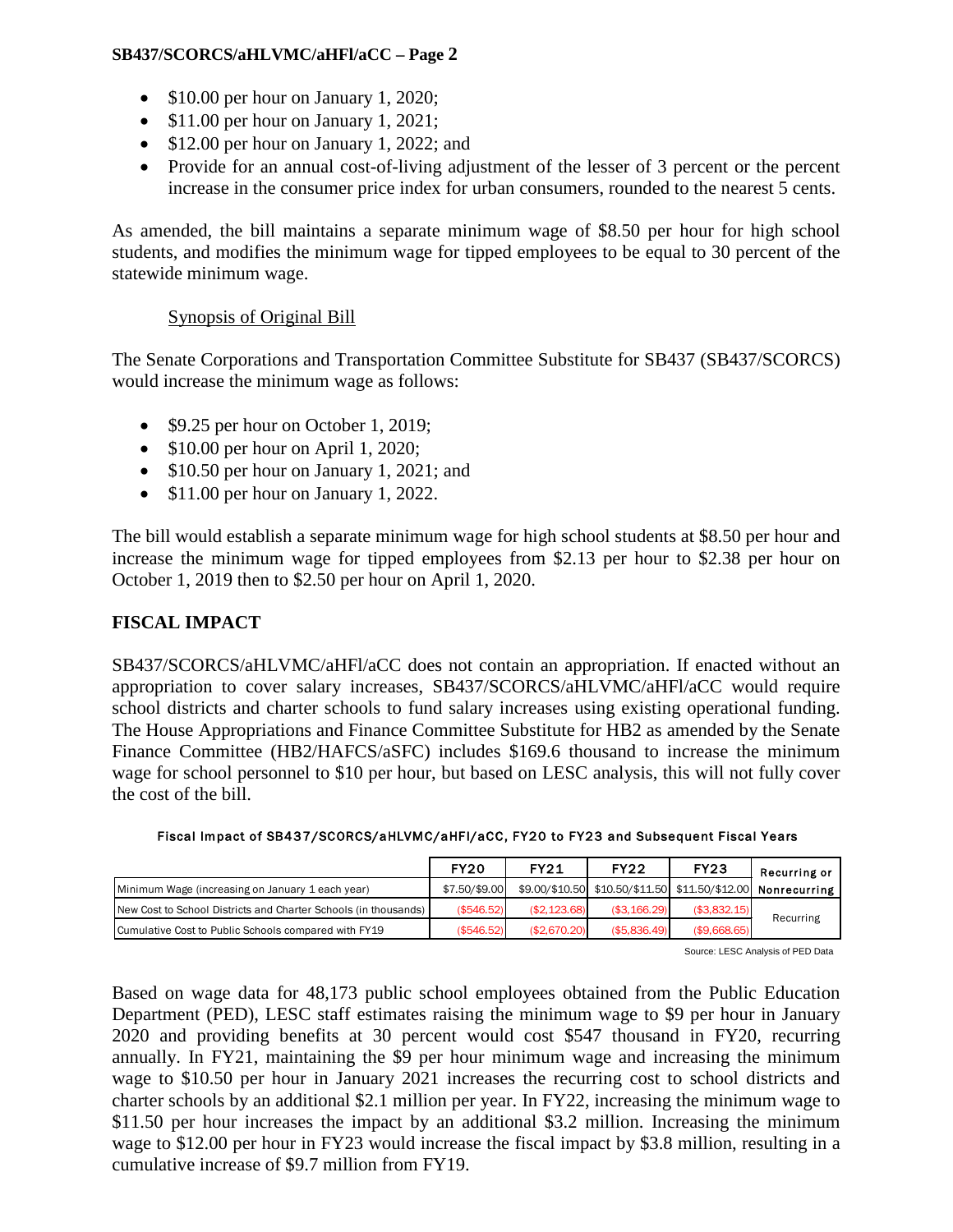- $10.00 per hour on January 1, 2020;
- $11.00 per hour on January 1, 2021;
- $12.00 per hour on January 1, 2022; and
- Provide for an annual cost-of-living adjustment of the lesser of 3 percent or the percent increase in the consumer price index for urban consumers, rounded to the nearest 5 cents.

As amended, the bill maintains a separate minimum wage of $8.50 per hour for high school students, and modifies the minimum wage for tipped employees to be equal to 30 percent of the statewide minimum wage.

Synopsis of Original Bill

The Senate Corporations and Transportation Committee Substitute for SB437 (SB437/SCORCS) would increase the minimum wage as follows:

- $9.25 per hour on October 1, 2019;
- $10.00 per hour on April 1, 2020;
- $10.50 per hour on January 1, 2021; and
- $11.00 per hour on January 1, 2022.

The bill would establish a separate minimum wage for high school students at $8.50 per hour and increase the minimum wage for tipped employees from $2.13 per hour to $2.38 per hour on October 1, 2019 then to $2.50 per hour on April 1, 2020.

## FISCAL IMPACT

SB437/SCORCS/aHLVMC/aHFl/aCC does not contain an appropriation. If enacted without an appropriation to cover salary increases, SB437/SCORCS/aHLVMC/aHFl/aCC would require school districts and charter schools to fund salary increases using existing operational funding. The House Appropriations and Finance Committee Substitute for HB2 as amended by the Senate Finance Committee (HB2/HAFCS/aSFC) includes $169.6 thousand to increase the minimum wage for school personnel to $10 per hour, but based on LESC analysis, this will not fully cover the cost of the bill.

**Fiscal Impact of SB437/SCORCS/aHLVMC/aHFl/aCC, FY20 to FY23 and Subsequent Fiscal Years**

| | FY20 | FY21 | FY22 | FY23 | Recurring or Nonrecurring |
|---|---|---|---|---|---|
| Minimum Wage (increasing on January 1 each year) | $7.50/$9.00 | $9.00/$10.50 | $10.50/$11.50 | $11.50/$12.00 | |
| New Cost to School Districts and Charter Schools (in thousands) | ($546.52) | ($2,123.68) | ($3,166.29) | ($3,832.15) | Recurring |
| Cumulative Cost to Public Schools compared with FY19 | ($546.52) | ($2,670.20) | ($5,836.49) | ($9,668.65) | |

Source: LESC Analysis of PED Data

Based on wage data for 48,173 public school employees obtained from the Public Education Department (PED), LESC staff estimates raising the minimum wage to $9 per hour in January 2020 and providing benefits at 30 percent would cost $547 thousand in FY20, recurring annually. In FY21, maintaining the $9 per hour minimum wage and increasing the minimum wage to $10.50 per hour in January 2021 increases the recurring cost to school districts and charter schools by an additional $2.1 million per year. In FY22, increasing the minimum wage to $11.50 per hour increases the impact by an additional $3.2 million. Increasing the minimum wage to $12.00 per hour in FY23 would increase the fiscal impact by $3.8 million, resulting in a cumulative increase of $9.7 million from FY19.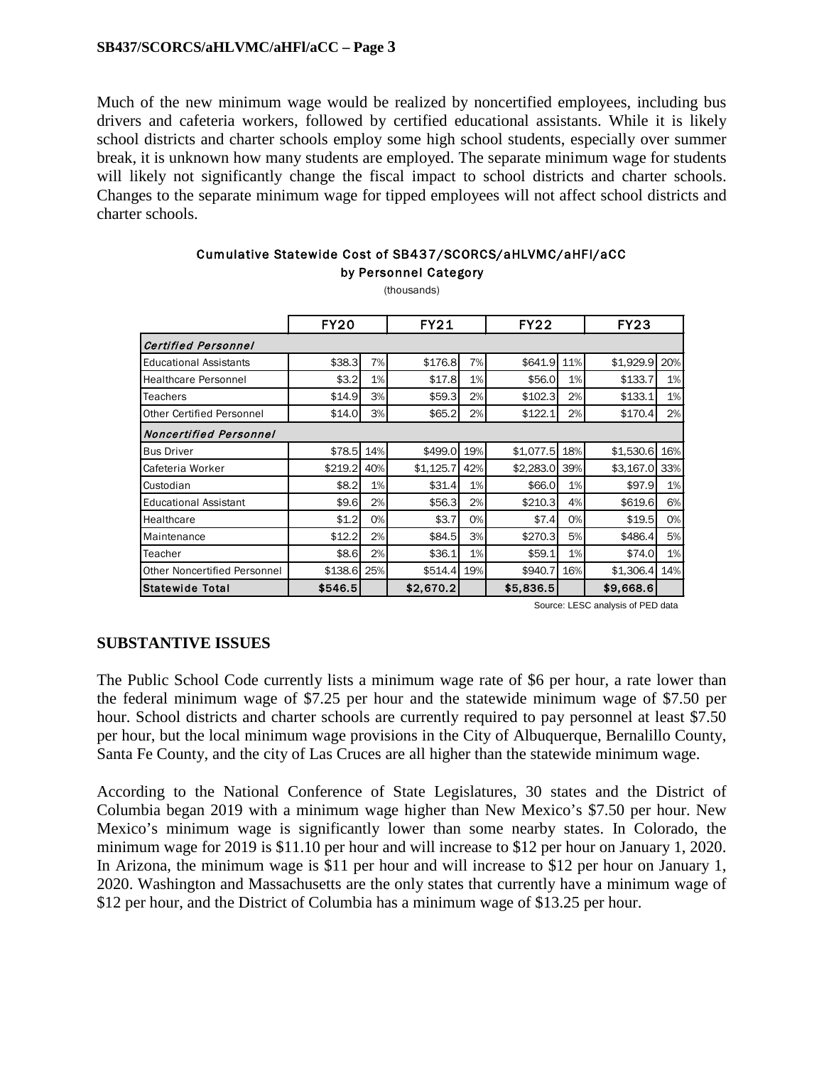Much of the new minimum wage would be realized by noncertified employees, including bus drivers and cafeteria workers, followed by certified educational assistants. While it is likely school districts and charter schools employ some high school students, especially over summer break, it is unknown how many students are employed. The separate minimum wage for students will likely not significantly change the fiscal impact to school districts and charter schools. Changes to the separate minimum wage for tipped employees will not affect school districts and charter schools.

**Cumulative Statewide Cost of SB437/SCORCS/aHLVMC/aHFl/aCC by Personnel Category**

(thousands)

| | FY20 | | FY21 | | FY22 | | FY23 | |
|---|---|---|---|---|---|---|---|---|
| ***Certified Personnel*** | | | | | | | | |
| Educational Assistants | $38.3 | 7% | $176.8 | 7% | $641.9 | 11% | $1,929.9 | 20% |
| Healthcare Personnel | $3.2 | 1% | $17.8 | 1% | $56.0 | 1% | $133.7 | 1% |
| Teachers | $14.9 | 3% | $59.3 | 2% | $102.3 | 2% | $133.1 | 1% |
| Other Certified Personnel | $14.0 | 3% | $65.2 | 2% | $122.1 | 2% | $170.4 | 2% |
| ***Noncertified Personnel*** | | | | | | | | |
| Bus Driver | $78.5 | 14% | $499.0 | 19% | $1,077.5 | 18% | $1,530.6 | 16% |
| Cafeteria Worker | $219.2 | 40% | $1,125.7 | 42% | $2,283.0 | 39% | $3,167.0 | 33% |
| Custodian | $8.2 | 1% | $31.4 | 1% | $66.0 | 1% | $97.9 | 1% |
| Educational Assistant | $9.6 | 2% | $56.3 | 2% | $210.3 | 4% | $619.6 | 6% |
| Healthcare | $1.2 | 0% | $3.7 | 0% | $7.4 | 0% | $19.5 | 0% |
| Maintenance | $12.2 | 2% | $84.5 | 3% | $270.3 | 5% | $486.4 | 5% |
| Teacher | $8.6 | 2% | $36.1 | 1% | $59.1 | 1% | $74.0 | 1% |
| Other Noncertified Personnel | $138.6 | 25% | $514.4 | 19% | $940.7 | 16% | $1,306.4 | 14% |
| **Statewide Total** | **$546.5** | | **$2,670.2** | | **$5,836.5** | | **$9,668.6** | |

Source: LESC analysis of PED data

## SUBSTANTIVE ISSUES

The Public School Code currently lists a minimum wage rate of $6 per hour, a rate lower than the federal minimum wage of $7.25 per hour and the statewide minimum wage of $7.50 per hour. School districts and charter schools are currently required to pay personnel at least $7.50 per hour, but the local minimum wage provisions in the City of Albuquerque, Bernalillo County, Santa Fe County, and the city of Las Cruces are all higher than the statewide minimum wage.

According to the National Conference of State Legislatures, 30 states and the District of Columbia began 2019 with a minimum wage higher than New Mexico's $7.50 per hour. New Mexico's minimum wage is significantly lower than some nearby states. In Colorado, the minimum wage for 2019 is $11.10 per hour and will increase to $12 per hour on January 1, 2020. In Arizona, the minimum wage is $11 per hour and will increase to $12 per hour on January 1, 2020. Washington and Massachusetts are the only states that currently have a minimum wage of $12 per hour, and the District of Columbia has a minimum wage of $13.25 per hour.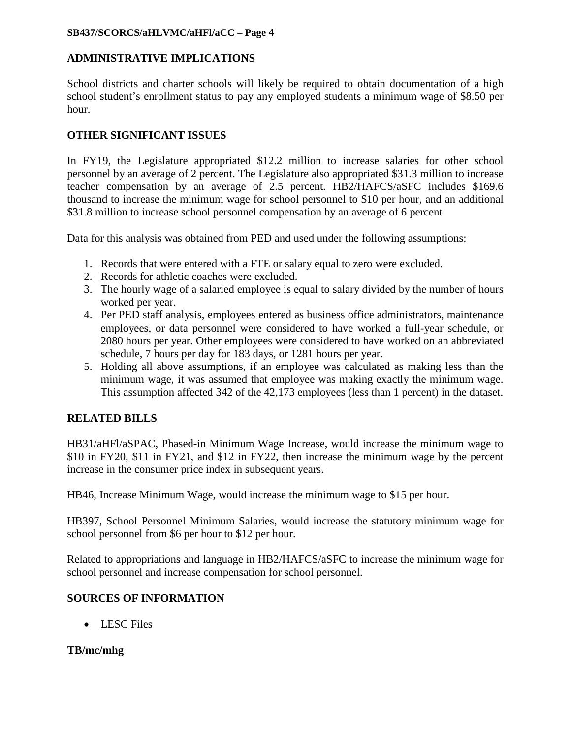## ADMINISTRATIVE IMPLICATIONS

School districts and charter schools will likely be required to obtain documentation of a high school student's enrollment status to pay any employed students a minimum wage of $8.50 per hour.

## OTHER SIGNIFICANT ISSUES

In FY19, the Legislature appropriated $12.2 million to increase salaries for other school personnel by an average of 2 percent. The Legislature also appropriated $31.3 million to increase teacher compensation by an average of 2.5 percent. HB2/HAFCS/aSFC includes $169.6 thousand to increase the minimum wage for school personnel to $10 per hour, and an additional $31.8 million to increase school personnel compensation by an average of 6 percent.

Data for this analysis was obtained from PED and used under the following assumptions:

1. Records that were entered with a FTE or salary equal to zero were excluded.
2. Records for athletic coaches were excluded.
3. The hourly wage of a salaried employee is equal to salary divided by the number of hours worked per year.
4. Per PED staff analysis, employees entered as business office administrators, maintenance employees, or data personnel were considered to have worked a full-year schedule, or 2080 hours per year. Other employees were considered to have worked on an abbreviated schedule, 7 hours per day for 183 days, or 1281 hours per year.
5. Holding all above assumptions, if an employee was calculated as making less than the minimum wage, it was assumed that employee was making exactly the minimum wage. This assumption affected 342 of the 42,173 employees (less than 1 percent) in the dataset.

## RELATED BILLS

HB31/aHFl/aSPAC, Phased-in Minimum Wage Increase, would increase the minimum wage to $10 in FY20, $11 in FY21, and $12 in FY22, then increase the minimum wage by the percent increase in the consumer price index in subsequent years.

HB46, Increase Minimum Wage, would increase the minimum wage to $15 per hour.

HB397, School Personnel Minimum Salaries, would increase the statutory minimum wage for school personnel from $6 per hour to $12 per hour.

Related to appropriations and language in HB2/HAFCS/aSFC to increase the minimum wage for school personnel and increase compensation for school personnel.

## SOURCES OF INFORMATION

- LESC Files

**TB/mc/mhg**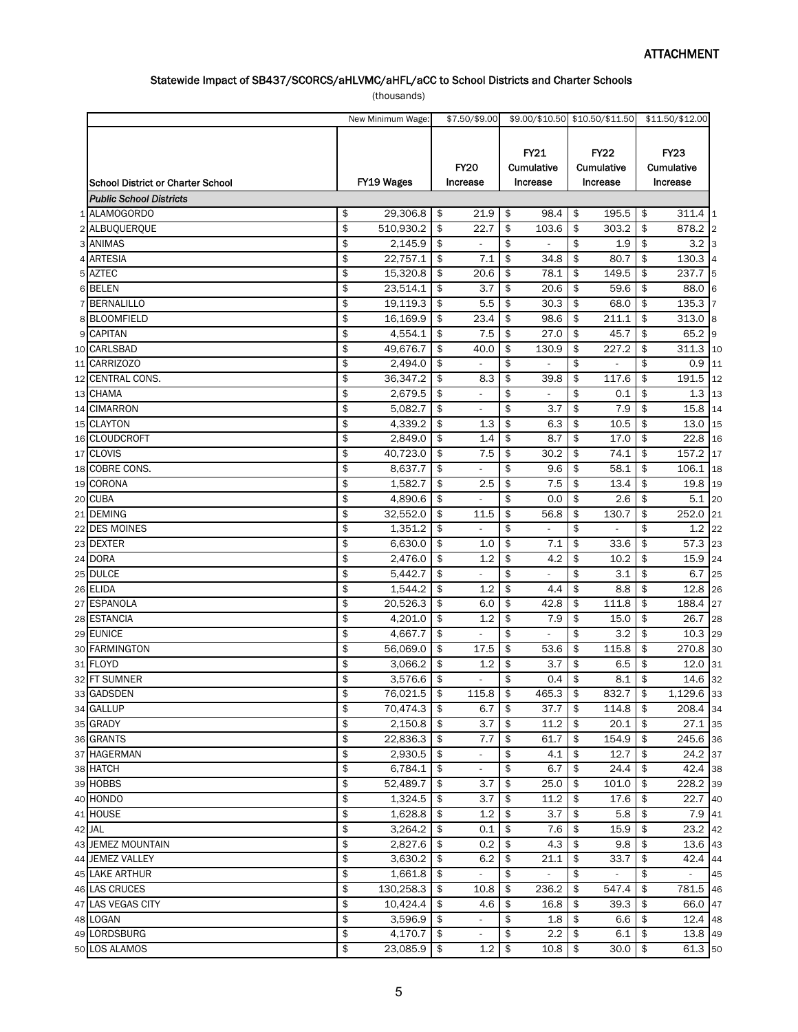ATTACHMENT

## Statewide Impact of SB437/SCORCS/aHLVMC/aHFL/aCC to School Districts and Charter Schools

(thousands)

| | School District or Charter School | FY19 Wages | FY20 Increase | FY21 Cumulative Increase | FY22 Cumulative Increase | FY23 Cumulative Increase | |
|---|---|---|---|---|---|---|---|
| | New Minimum Wage: | | $7.50/$9.00 | $9.00/$10.50 | $10.50/$11.50 | $11.50/$12.00 | |
| | *Public School Districts* | | | | | | |
| 1 | ALAMOGORDO | $ 29,306.8 | $ 21.9 | $ 98.4 | $ 195.5 | $ 311.4 | 1 |
| 2 | ALBUQUERQUE | $ 510,930.2 | $ 22.7 | $ 103.6 | $ 303.2 | $ 878.2 | 2 |
| 3 | ANIMAS | $ 2,145.9 | $ - | $ - | $ 1.9 | $ 3.2 | 3 |
| 4 | ARTESIA | $ 22,757.1 | $ 7.1 | $ 34.8 | $ 80.7 | $ 130.3 | 4 |
| 5 | AZTEC | $ 15,320.8 | $ 20.6 | $ 78.1 | $ 149.5 | $ 237.7 | 5 |
| 6 | BELEN | $ 23,514.1 | $ 3.7 | $ 20.6 | $ 59.6 | $ 88.0 | 6 |
| 7 | BERNALILLO | $ 19,119.3 | $ 5.5 | $ 30.3 | $ 68.0 | $ 135.3 | 7 |
| 8 | BLOOMFIELD | $ 16,169.9 | $ 23.4 | $ 98.6 | $ 211.1 | $ 313.0 | 8 |
| 9 | CAPITAN | $ 4,554.1 | $ 7.5 | $ 27.0 | $ 45.7 | $ 65.2 | 9 |
| 10 | CARLSBAD | $ 49,676.7 | $ 40.0 | $ 130.9 | $ 227.2 | $ 311.3 | 10 |
| 11 | CARRIZOZO | $ 2,494.0 | $ - | $ - | $ - | $ 0.9 | 11 |
| 12 | CENTRAL CONS. | $ 36,347.2 | $ 8.3 | $ 39.8 | $ 117.6 | $ 191.5 | 12 |
| 13 | CHAMA | $ 2,679.5 | $ - | $ - | $ 0.1 | $ 1.3 | 13 |
| 14 | CIMARRON | $ 5,082.7 | $ - | $ 3.7 | $ 7.9 | $ 15.8 | 14 |
| 15 | CLAYTON | $ 4,339.2 | $ 1.3 | $ 6.3 | $ 10.5 | $ 13.0 | 15 |
| 16 | CLOUDCROFT | $ 2,849.0 | $ 1.4 | $ 8.7 | $ 17.0 | $ 22.8 | 16 |
| 17 | CLOVIS | $ 40,723.0 | $ 7.5 | $ 30.2 | $ 74.1 | $ 157.2 | 17 |
| 18 | COBRE CONS. | $ 8,637.7 | $ - | $ 9.6 | $ 58.1 | $ 106.1 | 18 |
| 19 | CORONA | $ 1,582.7 | $ 2.5 | $ 7.5 | $ 13.4 | $ 19.8 | 19 |
| 20 | CUBA | $ 4,890.6 | $ - | $ 0.0 | $ 2.6 | $ 5.1 | 20 |
| 21 | DEMING | $ 32,552.0 | $ 11.5 | $ 56.8 | $ 130.7 | $ 252.0 | 21 |
| 22 | DES MOINES | $ 1,351.2 | $ - | $ - | $ - | $ 1.2 | 22 |
| 23 | DEXTER | $ 6,630.0 | $ 1.0 | $ 7.1 | $ 33.6 | $ 57.3 | 23 |
| 24 | DORA | $ 2,476.0 | $ 1.2 | $ 4.2 | $ 10.2 | $ 15.9 | 24 |
| 25 | DULCE | $ 5,442.7 | $ - | $ - | $ 3.1 | $ 6.7 | 25 |
| 26 | ELIDA | $ 1,544.2 | $ 1.2 | $ 4.4 | $ 8.8 | $ 12.8 | 26 |
| 27 | ESPANOLA | $ 20,526.3 | $ 6.0 | $ 42.8 | $ 111.8 | $ 188.4 | 27 |
| 28 | ESTANCIA | $ 4,201.0 | $ 1.2 | $ 7.9 | $ 15.0 | $ 26.7 | 28 |
| 29 | EUNICE | $ 4,667.7 | $ - | $ - | $ 3.2 | $ 10.3 | 29 |
| 30 | FARMINGTON | $ 56,069.0 | $ 17.5 | $ 53.6 | $ 115.8 | $ 270.8 | 30 |
| 31 | FLOYD | $ 3,066.2 | $ 1.2 | $ 3.7 | $ 6.5 | $ 12.0 | 31 |
| 32 | FT SUMNER | $ 3,576.6 | $ - | $ 0.4 | $ 8.1 | $ 14.6 | 32 |
| 33 | GADSDEN | $ 76,021.5 | $ 115.8 | $ 465.3 | $ 832.7 | $ 1,129.6 | 33 |
| 34 | GALLUP | $ 70,474.3 | $ 6.7 | $ 37.7 | $ 114.8 | $ 208.4 | 34 |
| 35 | GRADY | $ 2,150.8 | $ 3.7 | $ 11.2 | $ 20.1 | $ 27.1 | 35 |
| 36 | GRANTS | $ 22,836.3 | $ 7.7 | $ 61.7 | $ 154.9 | $ 245.6 | 36 |
| 37 | HAGERMAN | $ 2,930.5 | $ - | $ 4.1 | $ 12.7 | $ 24.2 | 37 |
| 38 | HATCH | $ 6,784.1 | $ - | $ 6.7 | $ 24.4 | $ 42.4 | 38 |
| 39 | HOBBS | $ 52,489.7 | $ 3.7 | $ 25.0 | $ 101.0 | $ 228.2 | 39 |
| 40 | HONDO | $ 1,324.5 | $ 3.7 | $ 11.2 | $ 17.6 | $ 22.7 | 40 |
| 41 | HOUSE | $ 1,628.8 | $ 1.2 | $ 3.7 | $ 5.8 | $ 7.9 | 41 |
| 42 | JAL | $ 3,264.2 | $ 0.1 | $ 7.6 | $ 15.9 | $ 23.2 | 42 |
| 43 | JEMEZ MOUNTAIN | $ 2,827.6 | $ 0.2 | $ 4.3 | $ 9.8 | $ 13.6 | 43 |
| 44 | JEMEZ VALLEY | $ 3,630.2 | $ 6.2 | $ 21.1 | $ 33.7 | $ 42.4 | 44 |
| 45 | LAKE ARTHUR | $ 1,661.8 | $ - | $ - | $ - | $ - | 45 |
| 46 | LAS CRUCES | $ 130,258.3 | $ 10.8 | $ 236.2 | $ 547.4 | $ 781.5 | 46 |
| 47 | LAS VEGAS CITY | $ 10,424.4 | $ 4.6 | $ 16.8 | $ 39.3 | $ 66.0 | 47 |
| 48 | LOGAN | $ 3,596.9 | $ - | $ 1.8 | $ 6.6 | $ 12.4 | 48 |
| 49 | LORDSBURG | $ 4,170.7 | $ - | $ 2.2 | $ 6.1 | $ 13.8 | 49 |
| 50 | LOS ALAMOS | $ 23,085.9 | $ 1.2 | $ 10.8 | $ 30.0 | $ 61.3 | 50 |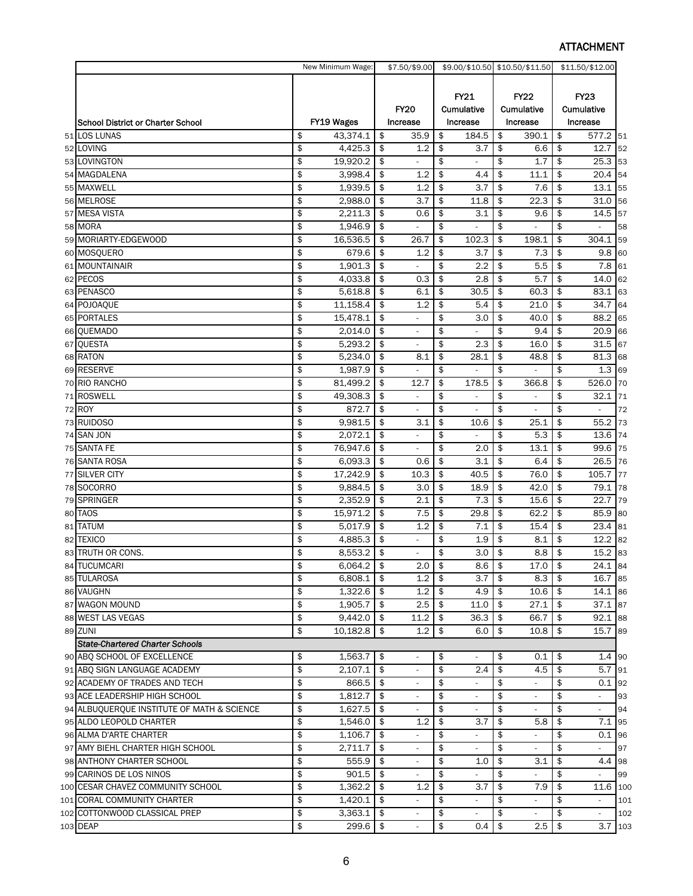## ATTACHMENT

| | School District or Charter School | FY19 Wages | FY20 Increase | FY21 Cumulative Increase | FY22 Cumulative Increase | FY23 Cumulative Increase | |
|---|---|---|---|---|---|---|---|
| | New Minimum Wage: | | $7.50/$9.00 | $9.00/$10.50 | $10.50/$11.50 | $11.50/$12.00 | |
| 51 | LOS LUNAS | $ 43,374.1 | $ 35.9 | $ 184.5 | $ 390.1 | $ 577.2 | 51 |
| 52 | LOVING | $ 4,425.3 | $ 1.2 | $ 3.7 | $ 6.6 | $ 12.7 | 52 |
| 53 | LOVINGTON | $ 19,920.2 | $ - | $ - | $ 1.7 | $ 25.3 | 53 |
| 54 | MAGDALENA | $ 3,998.4 | $ 1.2 | $ 4.4 | $ 11.1 | $ 20.4 | 54 |
| 55 | MAXWELL | $ 1,939.5 | $ 1.2 | $ 3.7 | $ 7.6 | $ 13.1 | 55 |
| 56 | MELROSE | $ 2,988.0 | $ 3.7 | $ 11.8 | $ 22.3 | $ 31.0 | 56 |
| 57 | MESA VISTA | $ 2,211.3 | $ 0.6 | $ 3.1 | $ 9.6 | $ 14.5 | 57 |
| 58 | MORA | $ 1,946.9 | $ - | $ - | $ - | $ - | 58 |
| 59 | MORIARTY-EDGEWOOD | $ 16,536.5 | $ 26.7 | $ 102.3 | $ 198.1 | $ 304.1 | 59 |
| 60 | MOSQUERO | $ 679.6 | $ 1.2 | $ 3.7 | $ 7.3 | $ 9.8 | 60 |
| 61 | MOUNTAINAIR | $ 1,901.3 | $ - | $ 2.2 | $ 5.5 | $ 7.8 | 61 |
| 62 | PECOS | $ 4,033.8 | $ 0.3 | $ 2.8 | $ 5.7 | $ 14.0 | 62 |
| 63 | PENASCO | $ 5,618.8 | $ 6.1 | $ 30.5 | $ 60.3 | $ 83.1 | 63 |
| 64 | POJOAQUE | $ 11,158.4 | $ 1.2 | $ 5.4 | $ 21.0 | $ 34.7 | 64 |
| 65 | PORTALES | $ 15,478.1 | $ - | $ 3.0 | $ 40.0 | $ 88.2 | 65 |
| 66 | QUEMADO | $ 2,014.0 | $ - | $ - | $ 9.4 | $ 20.9 | 66 |
| 67 | QUESTA | $ 5,293.2 | $ - | $ 2.3 | $ 16.0 | $ 31.5 | 67 |
| 68 | RATON | $ 5,234.0 | $ 8.1 | $ 28.1 | $ 48.8 | $ 81.3 | 68 |
| 69 | RESERVE | $ 1,987.9 | $ - | $ - | $ - | $ 1.3 | 69 |
| 70 | RIO RANCHO | $ 81,499.2 | $ 12.7 | $ 178.5 | $ 366.8 | $ 526.0 | 70 |
| 71 | ROSWELL | $ 49,308.3 | $ - | $ - | $ - | $ 32.1 | 71 |
| 72 | ROY | $ 872.7 | $ - | $ - | $ - | $ - | 72 |
| 73 | RUIDOSO | $ 9,981.5 | $ 3.1 | $ 10.6 | $ 25.1 | $ 55.2 | 73 |
| 74 | SAN JON | $ 2,072.1 | $ - | $ - | $ 5.3 | $ 13.6 | 74 |
| 75 | SANTA FE | $ 76,947.6 | $ - | $ 2.0 | $ 13.1 | $ 99.6 | 75 |
| 76 | SANTA ROSA | $ 6,093.3 | $ 0.6 | $ 3.1 | $ 6.4 | $ 26.5 | 76 |
| 77 | SILVER CITY | $ 17,242.9 | $ 10.3 | $ 40.5 | $ 76.0 | $ 105.7 | 77 |
| 78 | SOCORRO | $ 9,884.5 | $ 3.0 | $ 18.9 | $ 42.0 | $ 79.1 | 78 |
| 79 | SPRINGER | $ 2,352.9 | $ 2.1 | $ 7.3 | $ 15.6 | $ 22.7 | 79 |
| 80 | TAOS | $ 15,971.2 | $ 7.5 | $ 29.8 | $ 62.2 | $ 85.9 | 80 |
| 81 | TATUM | $ 5,017.9 | $ 1.2 | $ 7.1 | $ 15.4 | $ 23.4 | 81 |
| 82 | TEXICO | $ 4,885.3 | $ - | $ 1.9 | $ 8.1 | $ 12.2 | 82 |
| 83 | TRUTH OR CONS. | $ 8,553.2 | $ - | $ 3.0 | $ 8.8 | $ 15.2 | 83 |
| 84 | TUCUMCARI | $ 6,064.2 | $ 2.0 | $ 8.6 | $ 17.0 | $ 24.1 | 84 |
| 85 | TULAROSA | $ 6,808.1 | $ 1.2 | $ 3.7 | $ 8.3 | $ 16.7 | 85 |
| 86 | VAUGHN | $ 1,322.6 | $ 1.2 | $ 4.9 | $ 10.6 | $ 14.1 | 86 |
| 87 | WAGON MOUND | $ 1,905.7 | $ 2.5 | $ 11.0 | $ 27.1 | $ 37.1 | 87 |
| 88 | WEST LAS VEGAS | $ 9,442.0 | $ 11.2 | $ 36.3 | $ 66.7 | $ 92.1 | 88 |
| 89 | ZUNI | $ 10,182.8 | $ 1.2 | $ 6.0 | $ 10.8 | $ 15.7 | 89 |
| | ***State-Chartered Charter Schools*** | | | | | | |
| 90 | ABQ SCHOOL OF EXCELLENCE | $ 1,563.7 | $ - | $ - | $ 0.1 | $ 1.4 | 90 |
| 91 | ABQ SIGN LANGUAGE ACADEMY | $ 2,107.1 | $ - | $ 2.4 | $ 4.5 | $ 5.7 | 91 |
| 92 | ACADEMY OF TRADES AND TECH | $ 866.5 | $ - | $ - | $ - | $ 0.1 | 92 |
| 93 | ACE LEADERSHIP HIGH SCHOOL | $ 1,812.7 | $ - | $ - | $ - | $ - | 93 |
| 94 | ALBUQUERQUE INSTITUTE OF MATH & SCIENCE | $ 1,627.5 | $ - | $ - | $ - | $ - | 94 |
| 95 | ALDO LEOPOLD CHARTER | $ 1,546.0 | $ 1.2 | $ 3.7 | $ 5.8 | $ 7.1 | 95 |
| 96 | ALMA D'ARTE CHARTER | $ 1,106.7 | $ - | $ - | $ - | $ 0.1 | 96 |
| 97 | AMY BIEHL CHARTER HIGH SCHOOL | $ 2,711.7 | $ - | $ - | $ - | $ - | 97 |
| 98 | ANTHONY CHARTER SCHOOL | $ 555.9 | $ - | $ 1.0 | $ 3.1 | $ 4.4 | 98 |
| 99 | CARINOS DE LOS NINOS | $ 901.5 | $ - | $ - | $ - | $ - | 99 |
| 100 | CESAR CHAVEZ COMMUNITY SCHOOL | $ 1,362.2 | $ 1.2 | $ 3.7 | $ 7.9 | $ 11.6 | 100 |
| 101 | CORAL COMMUNITY CHARTER | $ 1,420.1 | $ - | $ - | $ - | $ - | 101 |
| 102 | COTTONWOOD CLASSICAL PREP | $ 3,363.1 | $ - | $ - | $ - | $ - | 102 |
| 103 | DEAP | $ 299.6 | $ - | $ 0.4 | $ 2.5 | $ 3.7 | 103 |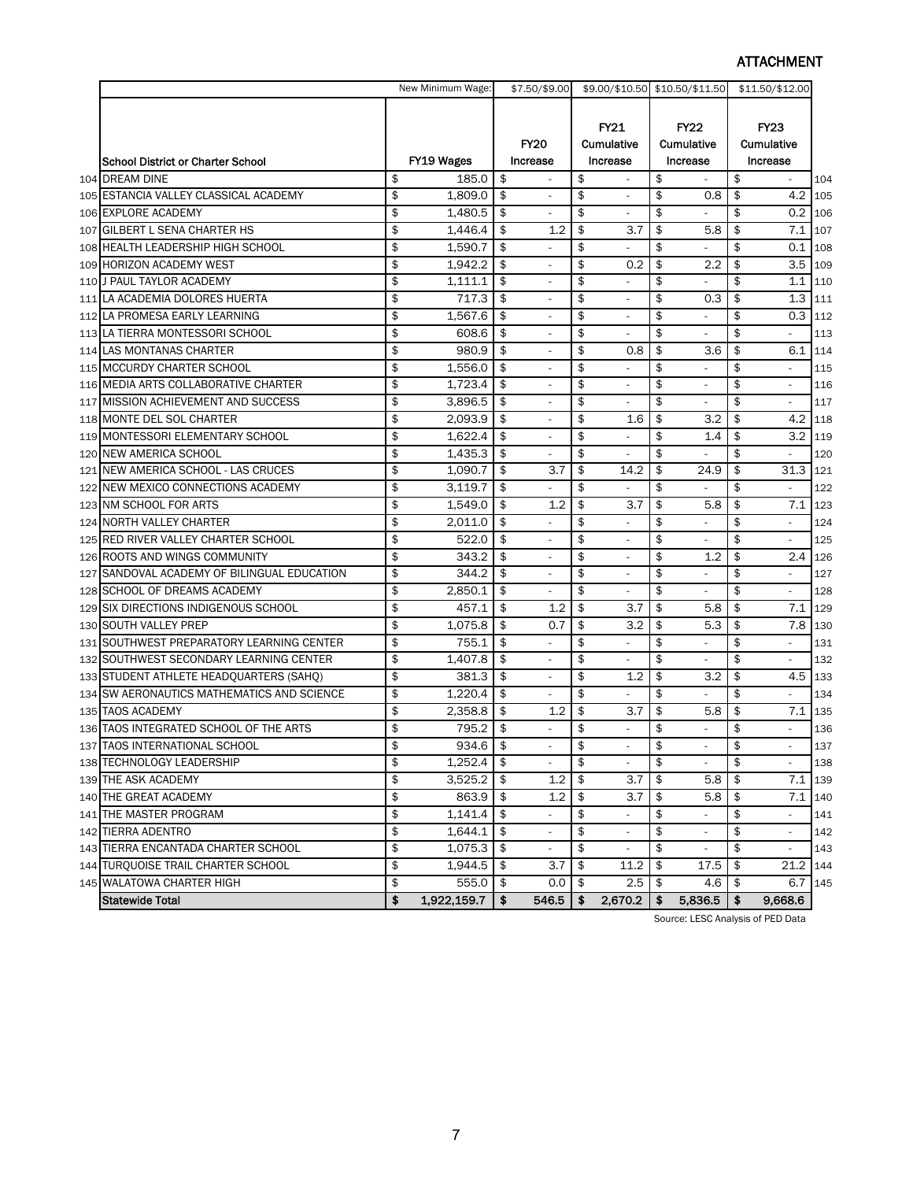## ATTACHMENT

| | School District or Charter School | FY19 Wages | FY20 Increase | FY21 Cumulative Increase | FY22 Cumulative Increase | FY23 Cumulative Increase | |
|---|---|---|---|---|---|---|---|
| | New Minimum Wage: | | $7.50/$9.00 | $9.00/$10.50 | $10.50/$11.50 | $11.50/$12.00 | |
| 104 | DREAM DINE | $ 185.0 | $ - | $ - | $ - | $ - | 104 |
| 105 | ESTANCIA VALLEY CLASSICAL ACADEMY | $ 1,809.0 | $ - | $ - | $ 0.8 | $ 4.2 | 105 |
| 106 | EXPLORE ACADEMY | $ 1,480.5 | $ - | $ - | $ - | $ 0.2 | 106 |
| 107 | GILBERT L SENA CHARTER HS | $ 1,446.4 | $ 1.2 | $ 3.7 | $ 5.8 | $ 7.1 | 107 |
| 108 | HEALTH LEADERSHIP HIGH SCHOOL | $ 1,590.7 | $ - | $ - | $ - | $ 0.1 | 108 |
| 109 | HORIZON ACADEMY WEST | $ 1,942.2 | $ - | $ 0.2 | $ 2.2 | $ 3.5 | 109 |
| 110 | J PAUL TAYLOR ACADEMY | $ 1,111.1 | $ - | $ - | $ - | $ 1.1 | 110 |
| 111 | LA ACADEMIA DOLORES HUERTA | $ 717.3 | $ - | $ - | $ 0.3 | $ 1.3 | 111 |
| 112 | LA PROMESA EARLY LEARNING | $ 1,567.6 | $ - | $ - | $ - | $ 0.3 | 112 |
| 113 | LA TIERRA MONTESSORI SCHOOL | $ 608.6 | $ - | $ - | $ - | $ - | 113 |
| 114 | LAS MONTANAS CHARTER | $ 980.9 | $ - | $ 0.8 | $ 3.6 | $ 6.1 | 114 |
| 115 | MCCURDY CHARTER SCHOOL | $ 1,556.0 | $ - | $ - | $ - | $ - | 115 |
| 116 | MEDIA ARTS COLLABORATIVE CHARTER | $ 1,723.4 | $ - | $ - | $ - | $ - | 116 |
| 117 | MISSION ACHIEVEMENT AND SUCCESS | $ 3,896.5 | $ - | $ - | $ - | $ - | 117 |
| 118 | MONTE DEL SOL CHARTER | $ 2,093.9 | $ - | $ 1.6 | $ 3.2 | $ 4.2 | 118 |
| 119 | MONTESSORI ELEMENTARY SCHOOL | $ 1,622.4 | $ - | $ - | $ 1.4 | $ 3.2 | 119 |
| 120 | NEW AMERICA SCHOOL | $ 1,435.3 | $ - | $ - | $ - | $ - | 120 |
| 121 | NEW AMERICA SCHOOL - LAS CRUCES | $ 1,090.7 | $ 3.7 | $ 14.2 | $ 24.9 | $ 31.3 | 121 |
| 122 | NEW MEXICO CONNECTIONS ACADEMY | $ 3,119.7 | $ - | $ - | $ - | $ - | 122 |
| 123 | NM SCHOOL FOR ARTS | $ 1,549.0 | $ 1.2 | $ 3.7 | $ 5.8 | $ 7.1 | 123 |
| 124 | NORTH VALLEY CHARTER | $ 2,011.0 | $ - | $ - | $ - | $ - | 124 |
| 125 | RED RIVER VALLEY CHARTER SCHOOL | $ 522.0 | $ - | $ - | $ - | $ - | 125 |
| 126 | ROOTS AND WINGS COMMUNITY | $ 343.2 | $ - | $ - | $ 1.2 | $ 2.4 | 126 |
| 127 | SANDOVAL ACADEMY OF BILINGUAL EDUCATION | $ 344.2 | $ - | $ - | $ - | $ - | 127 |
| 128 | SCHOOL OF DREAMS ACADEMY | $ 2,850.1 | $ - | $ - | $ - | $ - | 128 |
| 129 | SIX DIRECTIONS INDIGENOUS SCHOOL | $ 457.1 | $ 1.2 | $ 3.7 | $ 5.8 | $ 7.1 | 129 |
| 130 | SOUTH VALLEY PREP | $ 1,075.8 | $ 0.7 | $ 3.2 | $ 5.3 | $ 7.8 | 130 |
| 131 | SOUTHWEST PREPARATORY LEARNING CENTER | $ 755.1 | $ - | $ - | $ - | $ - | 131 |
| 132 | SOUTHWEST SECONDARY LEARNING CENTER | $ 1,407.8 | $ - | $ - | $ - | $ - | 132 |
| 133 | STUDENT ATHLETE HEADQUARTERS (SAHQ) | $ 381.3 | $ - | $ 1.2 | $ 3.2 | $ 4.5 | 133 |
| 134 | SW AERONAUTICS MATHEMATICS AND SCIENCE | $ 1,220.4 | $ - | $ - | $ - | $ - | 134 |
| 135 | TAOS ACADEMY | $ 2,358.8 | $ 1.2 | $ 3.7 | $ 5.8 | $ 7.1 | 135 |
| 136 | TAOS INTEGRATED SCHOOL OF THE ARTS | $ 795.2 | $ - | $ - | $ - | $ - | 136 |
| 137 | TAOS INTERNATIONAL SCHOOL | $ 934.6 | $ - | $ - | $ - | $ - | 137 |
| 138 | TECHNOLOGY LEADERSHIP | $ 1,252.4 | $ - | $ - | $ - | $ - | 138 |
| 139 | THE ASK ACADEMY | $ 3,525.2 | $ 1.2 | $ 3.7 | $ 5.8 | $ 7.1 | 139 |
| 140 | THE GREAT ACADEMY | $ 863.9 | $ 1.2 | $ 3.7 | $ 5.8 | $ 7.1 | 140 |
| 141 | THE MASTER PROGRAM | $ 1,141.4 | $ - | $ - | $ - | $ - | 141 |
| 142 | TIERRA ADENTRO | $ 1,644.1 | $ - | $ - | $ - | $ - | 142 |
| 143 | TIERRA ENCANTADA CHARTER SCHOOL | $ 1,075.3 | $ - | $ - | $ - | $ - | 143 |
| 144 | TURQUOISE TRAIL CHARTER SCHOOL | $ 1,944.5 | $ 3.7 | $ 11.2 | $ 17.5 | $ 21.2 | 144 |
| 145 | WALATOWA CHARTER HIGH | $ 555.0 | $ 0.0 | $ 2.5 | $ 4.6 | $ 6.7 | 145 |
| | **Statewide Total** | **$ 1,922,159.7** | **$ 546.5** | **$ 2,670.2** | **$ 5,836.5** | **$ 9,668.6** | |

Source: LESC Analysis of PED Data